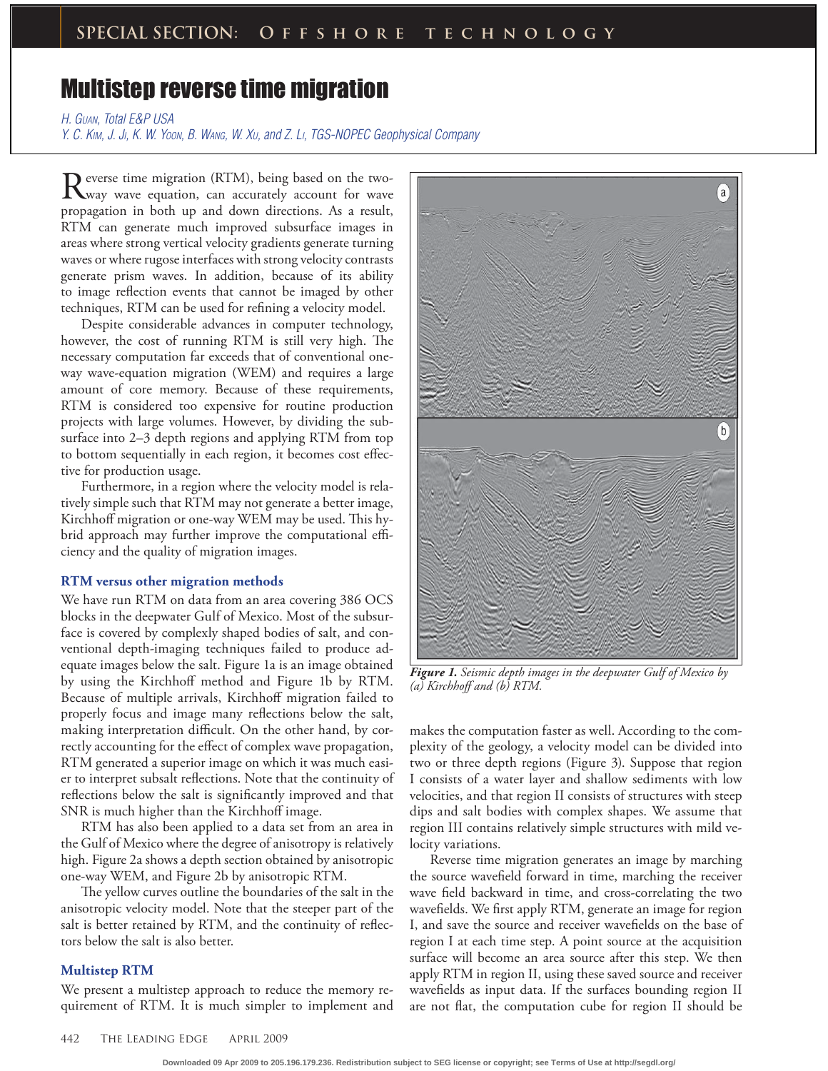SPECIAL SECTION: Offshore technology

# Multistep reverse time migration

*H. Guan, Total E&P USA*
*Y. C. Kim, J. Ji, K. W. Yoon, B. Wang, W. Xu, and Z. Li, TGS-NOPEC Geophysical Company*

Reverse time migration (RTM), being based on the two-way wave equation, can accurately account for wave propagation in both up and down directions. As a result, RTM can generate much improved subsurface images in areas where strong vertical velocity gradients generate turning waves or where rugose interfaces with strong velocity contrasts generate prism waves. In addition, because of its ability to image reflection events that cannot be imaged by other techniques, RTM can be used for refining a velocity model.

Despite considerable advances in computer technology, however, the cost of running RTM is still very high. The necessary computation far exceeds that of conventional one-way wave-equation migration (WEM) and requires a large amount of core memory. Because of these requirements, RTM is considered too expensive for routine production projects with large volumes. However, by dividing the subsurface into 2–3 depth regions and applying RTM from top to bottom sequentially in each region, it becomes cost effective for production usage.

Furthermore, in a region where the velocity model is relatively simple such that RTM may not generate a better image, Kirchhoff migration or one-way WEM may be used. This hybrid approach may further improve the computational efficiency and the quality of migration images.

### RTM versus other migration methods

We have run RTM on data from an area covering 386 OCS blocks in the deepwater Gulf of Mexico. Most of the subsurface is covered by complexly shaped bodies of salt, and conventional depth-imaging techniques failed to produce adequate images below the salt. Figure 1a is an image obtained by using the Kirchhoff method and Figure 1b by RTM. Because of multiple arrivals, Kirchhoff migration failed to properly focus and image many reflections below the salt, making interpretation difficult. On the other hand, by correctly accounting for the effect of complex wave propagation, RTM generated a superior image on which it was much easier to interpret subsalt reflections. Note that the continuity of reflections below the salt is significantly improved and that SNR is much higher than the Kirchhoff image.

RTM has also been applied to a data set from an area in the Gulf of Mexico where the degree of anisotropy is relatively high. Figure 2a shows a depth section obtained by anisotropic one-way WEM, and Figure 2b by anisotropic RTM.

The yellow curves outline the boundaries of the salt in the anisotropic velocity model. Note that the steeper part of the salt is better retained by RTM, and the continuity of reflectors below the salt is also better.

### Multistep RTM

We present a multistep approach to reduce the memory requirement of RTM. It is much simpler to implement and makes the computation faster as well. According to the complexity of the geology, a velocity model can be divided into two or three depth regions (Figure 3). Suppose that region I consists of a water layer and shallow sediments with low velocities, and that region II consists of structures with steep dips and salt bodies with complex shapes. We assume that region III contains relatively simple structures with mild velocity variations.

*Figure 1. Seismic depth images in the deepwater Gulf of Mexico by (a) Kirchhoff and (b) RTM.*

Reverse time migration generates an image by marching the source wavefield forward in time, marching the receiver wave field backward in time, and cross-correlating the two wavefields. We first apply RTM, generate an image for region I, and save the source and receiver wavefields on the base of region I at each time step. A point source at the acquisition surface will become an area source after this step. We then apply RTM in region II, using these saved source and receiver wavefields as input data. If the surfaces bounding region II are not flat, the computation cube for region II should be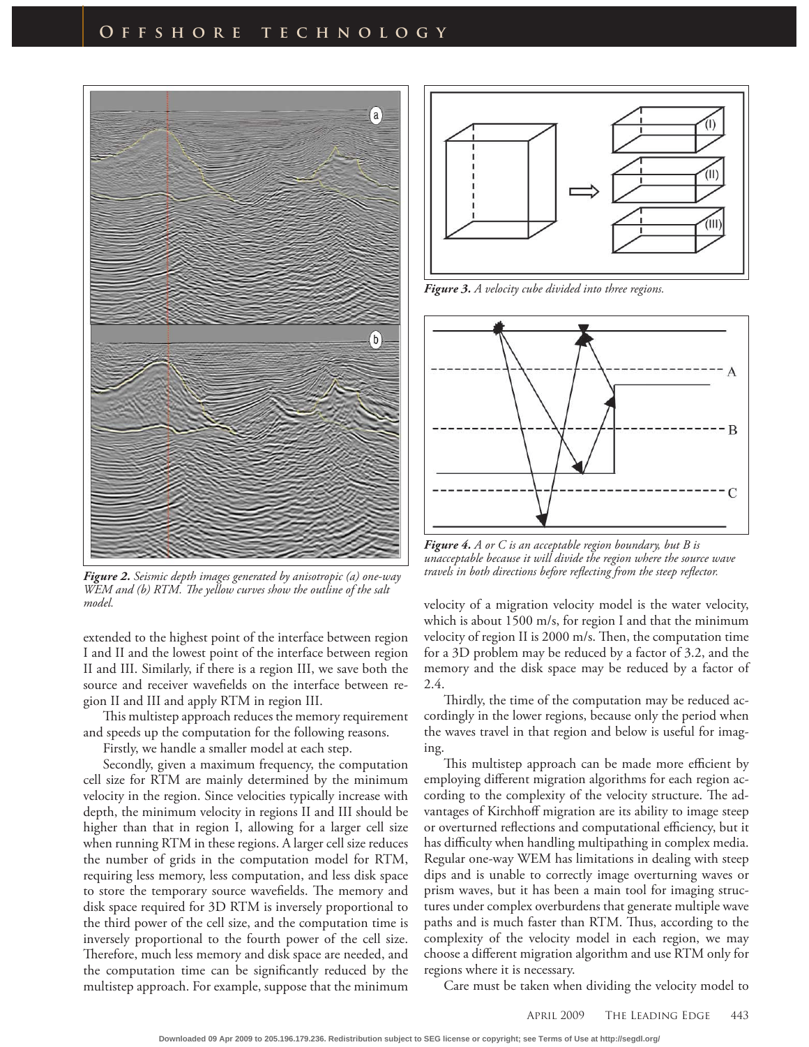*Figure 2. Seismic depth images generated by anisotropic (a) one-way WEM and (b) RTM. The yellow curves show the outline of the salt model.*

extended to the highest point of the interface between region I and II and the lowest point of the interface between region II and III. Similarly, if there is a region III, we save both the source and receiver wavefields on the interface between region II and III and apply RTM in region III.

This multistep approach reduces the memory requirement and speeds up the computation for the following reasons.

Firstly, we handle a smaller model at each step.

Secondly, given a maximum frequency, the computation cell size for RTM are mainly determined by the minimum velocity in the region. Since velocities typically increase with depth, the minimum velocity in regions II and III should be higher than that in region I, allowing for a larger cell size when running RTM in these regions. A larger cell size reduces the number of grids in the computation model for RTM, requiring less memory, less computation, and less disk space to store the temporary source wavefields. The memory and disk space required for 3D RTM is inversely proportional to the third power of the cell size, and the computation time is inversely proportional to the fourth power of the cell size. Therefore, much less memory and disk space are needed, and the computation time can be significantly reduced by the multistep approach. For example, suppose that the minimum velocity of a migration velocity model is the water velocity, which is about 1500 m/s, for region I and that the minimum velocity of region II is 2000 m/s. Then, the computation time for a 3D problem may be reduced by a factor of 3.2, and the memory and the disk space may be reduced by a factor of 2.4.

Thirdly, the time of the computation may be reduced accordingly in the lower regions, because only the period when the waves travel in that region and below is useful for imaging.

This multistep approach can be made more efficient by employing different migration algorithms for each region according to the complexity of the velocity structure. The advantages of Kirchhoff migration are its ability to image steep or overturned reflections and computational efficiency, but it has difficulty when handling multipathing in complex media. Regular one-way WEM has limitations in dealing with steep dips and is unable to correctly image overturning waves or prism waves, but it has been a main tool for imaging structures under complex overburdens that generate multiple wave paths and is much faster than RTM. Thus, according to the complexity of the velocity model in each region, we may choose a different migration algorithm and use RTM only for regions where it is necessary.

Care must be taken when dividing the velocity model to

*Figure 3. A velocity cube divided into three regions.*

*Figure 4. A or C is an acceptable region boundary, but B is unacceptable because it will divide the region where the source wave travels in both directions before reflecting from the steep reflector.*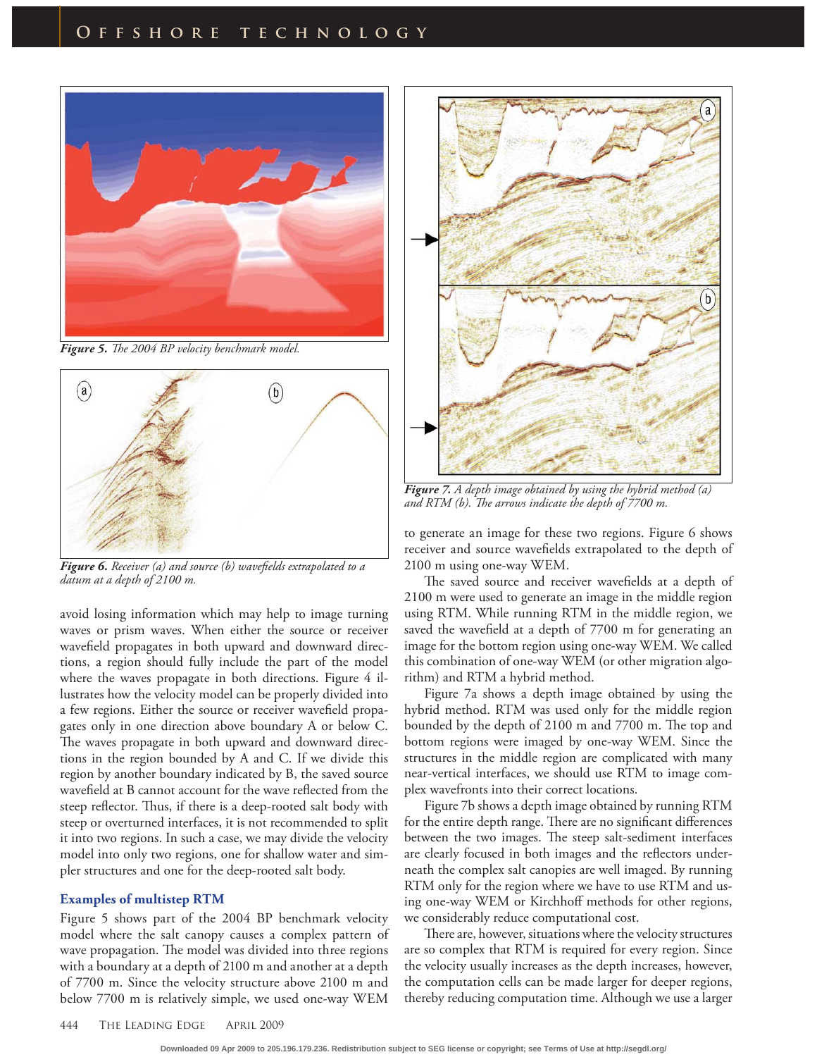*Figure 5. The 2004 BP velocity benchmark model.*

a

b

*Figure 6. Receiver (a) and source (b) wavefields extrapolated to a datum at a depth of 2100 m.*

avoid losing information which may help to image turning waves or prism waves. When either the source or receiver wavefield propagates in both upward and downward directions, a region should fully include the part of the model where the waves propagate in both directions. Figure 4 illustrates how the velocity model can be properly divided into a few regions. Either the source or receiver wavefield propagates only in one direction above boundary A or below C. The waves propagate in both upward and downward directions in the region bounded by A and C. If we divide this region by another boundary indicated by B, the saved source wavefield at B cannot account for the wave reflected from the steep reflector. Thus, if there is a deep-rooted salt body with steep or overturned interfaces, it is not recommended to split it into two regions. In such a case, we may divide the velocity model into only two regions, one for shallow water and simpler structures and one for the deep-rooted salt body.

## Examples of multistep RTM

Figure 5 shows part of the 2004 BP benchmark velocity model where the salt canopy causes a complex pattern of wave propagation. The model was divided into three regions with a boundary at a depth of 2100 m and another at a depth of 7700 m. Since the velocity structure above 2100 m and below 7700 m is relatively simple, we used one-way WEM

a

b

*Figure 7. A depth image obtained by using the hybrid method (a) and RTM (b). The arrows indicate the depth of 7700 m.*

to generate an image for these two regions. Figure 6 shows receiver and source wavefields extrapolated to the depth of 2100 m using one-way WEM.

The saved source and receiver wavefields at a depth of 2100 m were used to generate an image in the middle region using RTM. While running RTM in the middle region, we saved the wavefield at a depth of 7700 m for generating an image for the bottom region using one-way WEM. We called this combination of one-way WEM (or other migration algorithm) and RTM a hybrid method.

Figure 7a shows a depth image obtained by using the hybrid method. RTM was used only for the middle region bounded by the depth of 2100 m and 7700 m. The top and bottom regions were imaged by one-way WEM. Since the structures in the middle region are complicated with many near-vertical interfaces, we should use RTM to image complex wavefronts into their correct locations.

Figure 7b shows a depth image obtained by running RTM for the entire depth range. There are no significant differences between the two images. The steep salt-sediment interfaces are clearly focused in both images and the reflectors underneath the complex salt canopies are well imaged. By running RTM only for the region where we have to use RTM and using one-way WEM or Kirchhoff methods for other regions, we considerably reduce computational cost.

There are, however, situations where the velocity structures are so complex that RTM is required for every region. Since the velocity usually increases as the depth increases, however, the computation cells can be made larger for deeper regions, thereby reducing computation time. Although we use a larger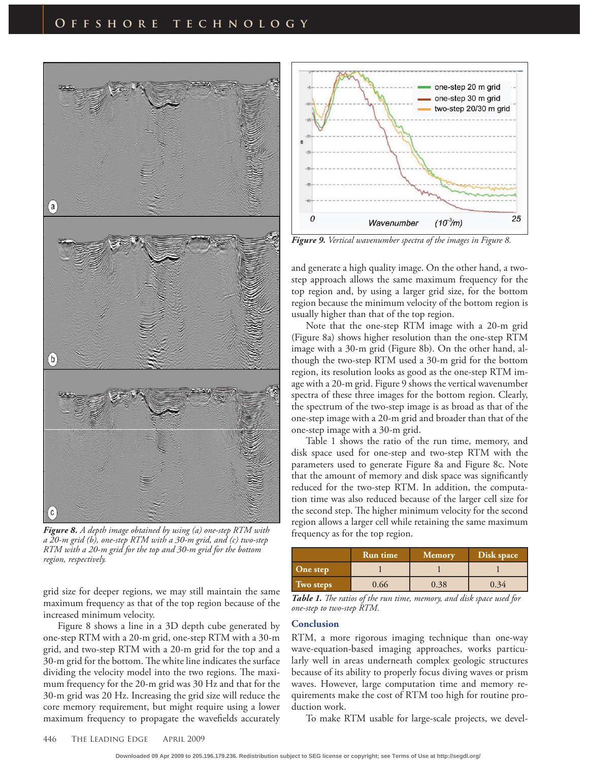a

b

c

*Figure 8. A depth image obtained by using (a) one-step RTM with a 20-m grid (b), one-step RTM with a 30-m grid, and (c) two-step RTM with a 20-m grid for the top and 30-m grid for the bottom region, respectively.*

grid size for deeper regions, we may still maintain the same maximum frequency as that of the top region because of the increased minimum velocity.

Figure 8 shows a line in a 3D depth cube generated by one-step RTM with a 20-m grid, one-step RTM with a 30-m grid, and two-step RTM with a 20-m grid for the top and a 30-m grid for the bottom. The white line indicates the surface dividing the velocity model into the two regions. The maximum frequency for the 20-m grid was 30 Hz and that for the 30-m grid was 20 Hz. Increasing the grid size will reduce the core memory requirement, but might require using a lower maximum frequency to propagate the wavefields accurately

one-step 20 m grid
one-step 30 m grid
two-step 20/30 m grid
0
Wavenumber $(10^{-3}/m)$
25

*Figure 9. Vertical wavenumber spectra of the images in Figure 8.*

and generate a high quality image. On the other hand, a two-step approach allows the same maximum frequency for the top region and, by using a larger grid size, for the bottom region because the minimum velocity of the bottom region is usually higher than that of the top region.

Note that the one-step RTM image with a 20-m grid (Figure 8a) shows higher resolution than the one-step RTM image with a 30-m grid (Figure 8b). On the other hand, although the two-step RTM used a 30-m grid for the bottom region, its resolution looks as good as the one-step RTM image with a 20-m grid. Figure 9 shows the vertical wavenumber spectra of these three images for the bottom region. Clearly, the spectrum of the two-step image is as broad as that of the one-step image with a 20-m grid and broader than that of the one-step image with a 30-m grid.

Table 1 shows the ratio of the run time, memory, and disk space used for one-step and two-step RTM with the parameters used to generate Figure 8a and Figure 8c. Note that the amount of memory and disk space was significantly reduced for the two-step RTM. In addition, the computation time was also reduced because of the larger cell size for the second step. The higher minimum velocity for the second region allows a larger cell while retaining the same maximum frequency as for the top region.

| | Run time | Memory | Disk space |
|---|---|---|---|
| One step | 1 | 1 | 1 |
| Two steps | 0.66 | 0.38 | 0.34 |

*Table 1. The ratios of the run time, memory, and disk space used for one-step to two-step RTM.*

## Conclusion

RTM, a more rigorous imaging technique than one-way wave-equation-based imaging approaches, works particularly well in areas underneath complex geologic structures because of its ability to properly focus diving waves or prism waves. However, large computation time and memory requirements make the cost of RTM too high for routine production work.

To make RTM usable for large-scale projects, we devel-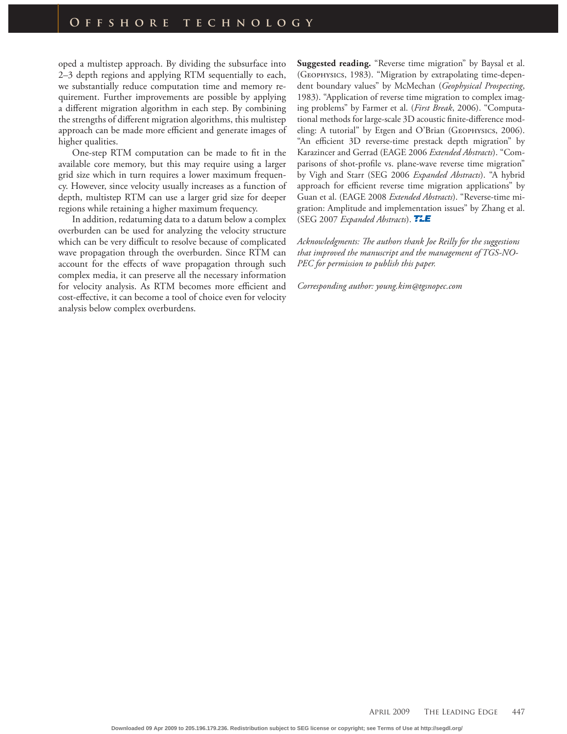oped a multistep approach. By dividing the subsurface into 2–3 depth regions and applying RTM sequentially to each, we substantially reduce computation time and memory requirement. Further improvements are possible by applying a different migration algorithm in each step. By combining the strengths of different migration algorithms, this multistep approach can be made more efficient and generate images of higher qualities.

One-step RTM computation can be made to fit in the available core memory, but this may require using a larger grid size which in turn requires a lower maximum frequency. However, since velocity usually increases as a function of depth, multistep RTM can use a larger grid size for deeper regions while retaining a higher maximum frequency.

In addition, redatuming data to a datum below a complex overburden can be used for analyzing the velocity structure which can be very difficult to resolve because of complicated wave propagation through the overburden. Since RTM can account for the effects of wave propagation through such complex media, it can preserve all the necessary information for velocity analysis. As RTM becomes more efficient and cost-effective, it can become a tool of choice even for velocity analysis below complex overburdens.

**Suggested reading.** "Reverse time migration" by Baysal et al. (Geophysics, 1983). "Migration by extrapolating time-dependent boundary values" by McMechan (*Geophysical Prospecting*, 1983). "Application of reverse time migration to complex imaging problems" by Farmer et al. (*First Break*, 2006). "Computational methods for large-scale 3D acoustic finite-difference modeling: A tutorial" by Etgen and O'Brian (Geophysics, 2006). "An efficient 3D reverse-time prestack depth migration" by Karazincer and Gerrad (EAGE 2006 *Extended Abstracts*). "Comparisons of shot-profile vs. plane-wave reverse time migration" by Vigh and Starr (SEG 2006 *Expanded Abstracts*). "A hybrid approach for efficient reverse time migration applications" by Guan et al. (EAGE 2008 *Extended Abstracts*). "Reverse-time migration: Amplitude and implementation issues" by Zhang et al. (SEG 2007 *Expanded Abstracts*). TLE

*Acknowledgments: The authors thank Joe Reilly for the suggestions that improved the manuscript and the management of TGS-NOPEC for permission to publish this paper.*

*Corresponding author: young.kim@tgsnopec.com*